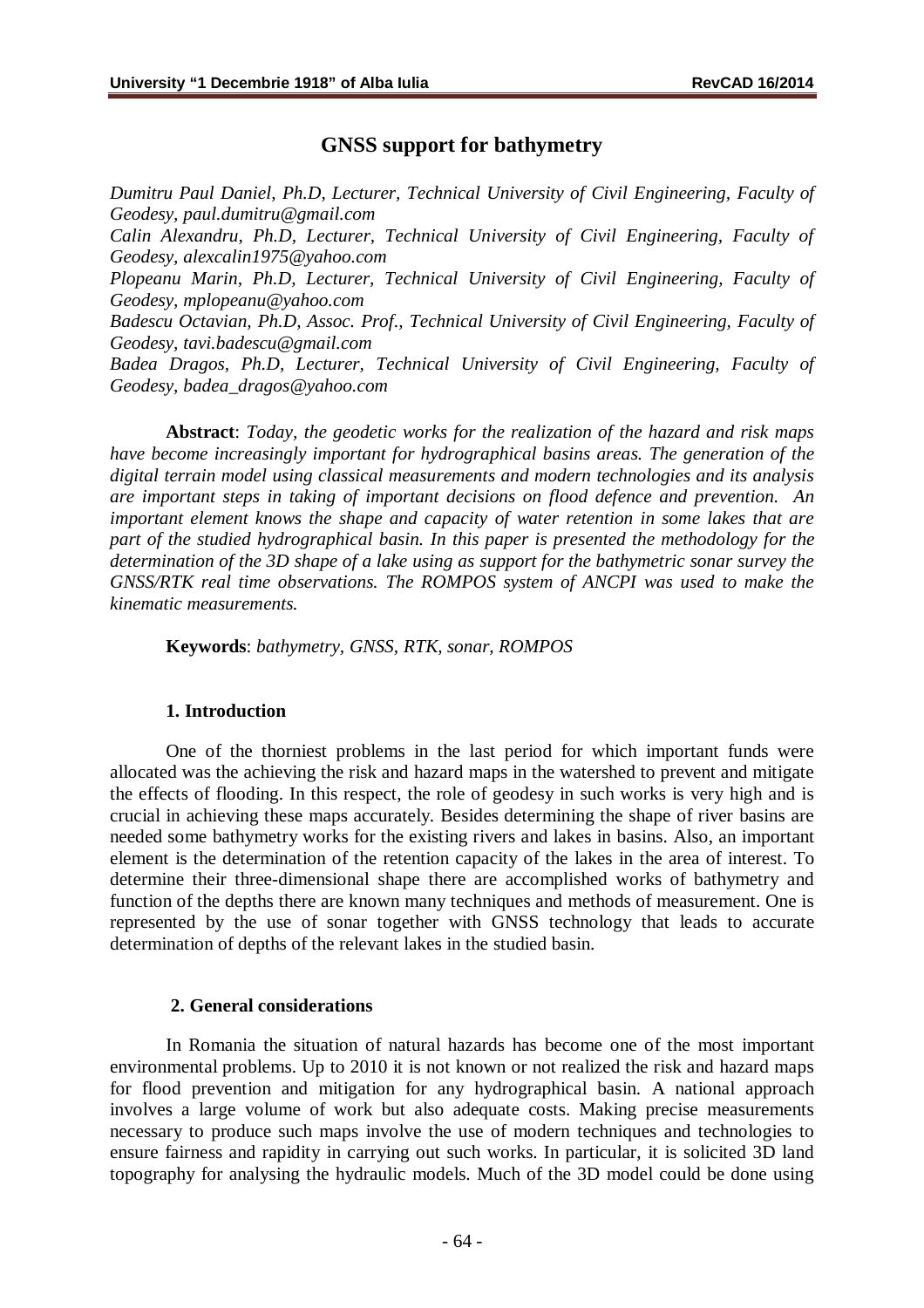# GNSS support for bathymetry

*Dumitru Paul Daniel, Ph.D, Lecturer, Technical University of Civil Engineering, Faculty of Geodesy, paul.dumitru@gmail.com*
*Calin Alexandru, Ph.D, Lecturer, Technical University of Civil Engineering, Faculty of Geodesy, alexcalin1975@yahoo.com*
*Plopeanu Marin, Ph.D, Lecturer, Technical University of Civil Engineering, Faculty of Geodesy, mplopeanu@yahoo.com*
*Badescu Octavian, Ph.D, Assoc. Prof., Technical University of Civil Engineering, Faculty of Geodesy, tavi.badescu@gmail.com*
*Badea Dragos, Ph.D, Lecturer, Technical University of Civil Engineering, Faculty of Geodesy, badea_dragos@yahoo.com*

**Abstract**: *Today, the geodetic works for the realization of the hazard and risk maps have become increasingly important for hydrographical basins areas. The generation of the digital terrain model using classical measurements and modern technologies and its analysis are important steps in taking of important decisions on flood defence and prevention. An important element knows the shape and capacity of water retention in some lakes that are part of the studied hydrographical basin. In this paper is presented the methodology for the determination of the 3D shape of a lake using as support for the bathymetric sonar survey the GNSS/RTK real time observations. The ROMPOS system of ANCPI was used to make the kinematic measurements.*

**Keywords**: *bathymetry, GNSS, RTK, sonar, ROMPOS*

## 1. Introduction

One of the thorniest problems in the last period for which important funds were allocated was the achieving the risk and hazard maps in the watershed to prevent and mitigate the effects of flooding. In this respect, the role of geodesy in such works is very high and is crucial in achieving these maps accurately. Besides determining the shape of river basins are needed some bathymetry works for the existing rivers and lakes in basins. Also, an important element is the determination of the retention capacity of the lakes in the area of interest. To determine their three-dimensional shape there are accomplished works of bathymetry and function of the depths there are known many techniques and methods of measurement. One is represented by the use of sonar together with GNSS technology that leads to accurate determination of depths of the relevant lakes in the studied basin.

## 2. General considerations

In Romania the situation of natural hazards has become one of the most important environmental problems. Up to 2010 it is not known or not realized the risk and hazard maps for flood prevention and mitigation for any hydrographical basin. A national approach involves a large volume of work but also adequate costs. Making precise measurements necessary to produce such maps involve the use of modern techniques and technologies to ensure fairness and rapidity in carrying out such works. In particular, it is solicited 3D land topography for analysing the hydraulic models. Much of the 3D model could be done using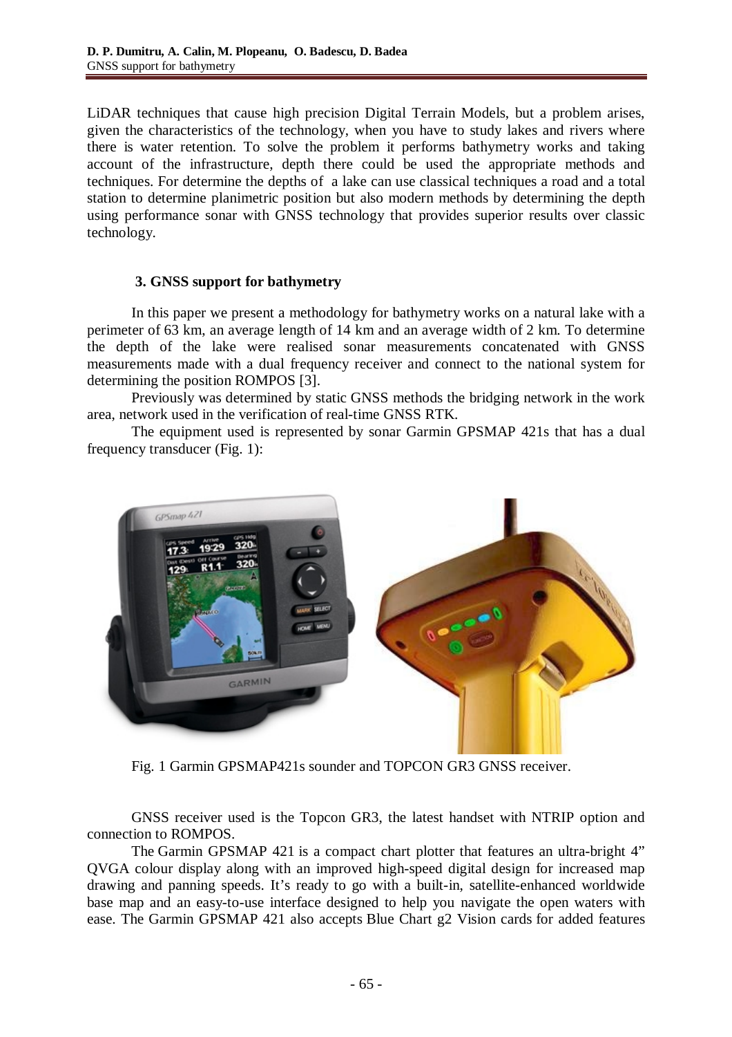LiDAR techniques that cause high precision Digital Terrain Models, but a problem arises, given the characteristics of the technology, when you have to study lakes and rivers where there is water retention. To solve the problem it performs bathymetry works and taking account of the infrastructure, depth there could be used the appropriate methods and techniques. For determine the depths of a lake can use classical techniques a road and a total station to determine planimetric position but also modern methods by determining the depth using performance sonar with GNSS technology that provides superior results over classic technology.

### 3. GNSS support for bathymetry

In this paper we present a methodology for bathymetry works on a natural lake with a perimeter of 63 km, an average length of 14 km and an average width of 2 km. To determine the depth of the lake were realised sonar measurements concatenated with GNSS measurements made with a dual frequency receiver and connect to the national system for determining the position ROMPOS [3].

Previously was determined by static GNSS methods the bridging network in the work area, network used in the verification of real-time GNSS RTK.

The equipment used is represented by sonar Garmin GPSMAP 421s that has a dual frequency transducer (Fig. 1):

Fig. 1 Garmin GPSMAP421s sounder and TOPCON GR3 GNSS receiver.

GNSS receiver used is the Topcon GR3, the latest handset with NTRIP option and connection to ROMPOS.

The Garmin GPSMAP 421 is a compact chart plotter that features an ultra-bright 4" QVGA colour display along with an improved high-speed digital design for increased map drawing and panning speeds. It's ready to go with a built-in, satellite-enhanced worldwide base map and an easy-to-use interface designed to help you navigate the open waters with ease. The Garmin GPSMAP 421 also accepts Blue Chart g2 Vision cards for added features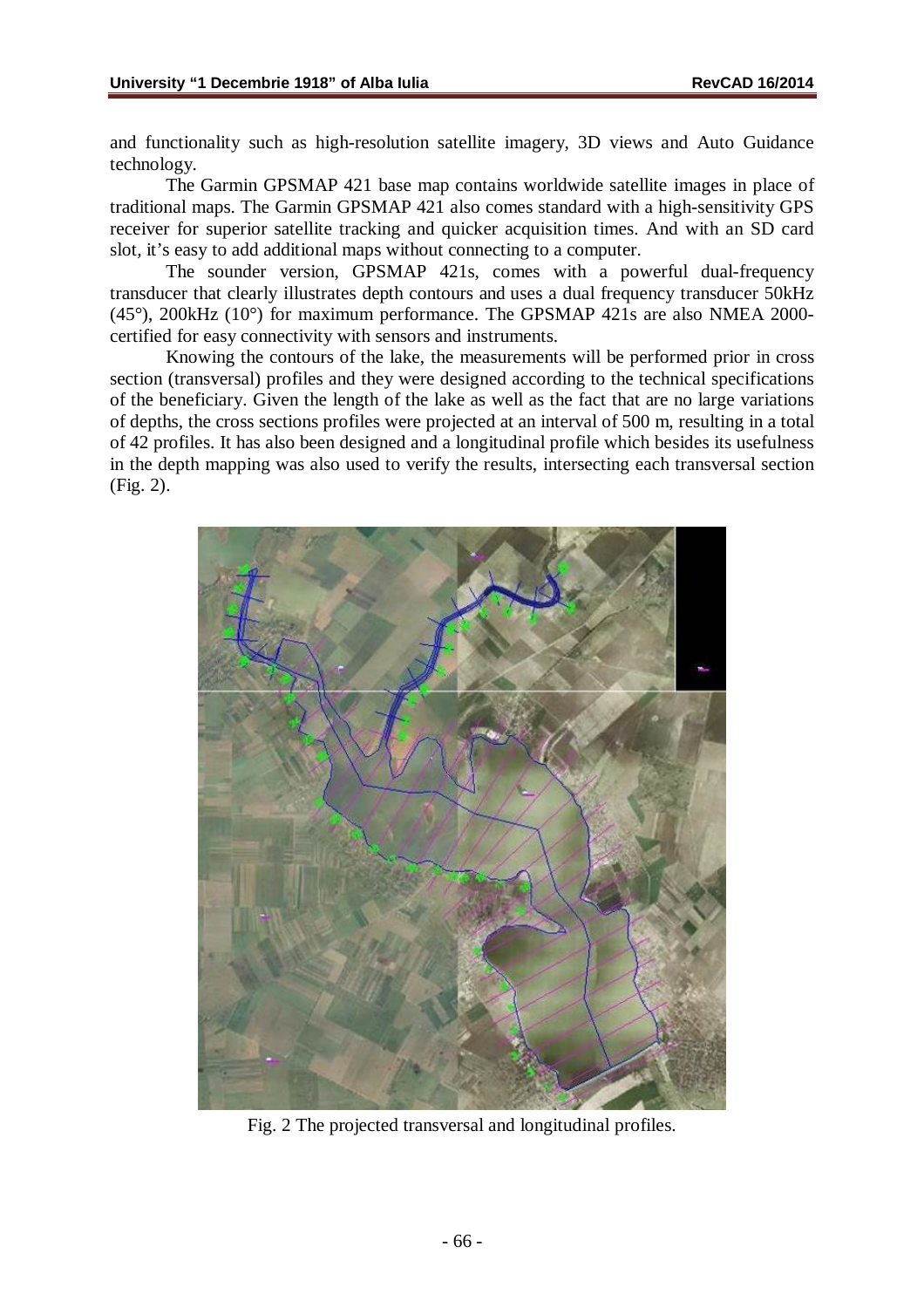and functionality such as high-resolution satellite imagery, 3D views and Auto Guidance technology.

The Garmin GPSMAP 421 base map contains worldwide satellite images in place of traditional maps. The Garmin GPSMAP 421 also comes standard with a high-sensitivity GPS receiver for superior satellite tracking and quicker acquisition times. And with an SD card slot, it's easy to add additional maps without connecting to a computer.

The sounder version, GPSMAP 421s, comes with a powerful dual-frequency transducer that clearly illustrates depth contours and uses a dual frequency transducer 50kHz (45°), 200kHz (10°) for maximum performance. The GPSMAP 421s are also NMEA 2000-certified for easy connectivity with sensors and instruments.

Knowing the contours of the lake, the measurements will be performed prior in cross section (transversal) profiles and they were designed according to the technical specifications of the beneficiary. Given the length of the lake as well as the fact that are no large variations of depths, the cross sections profiles were projected at an interval of 500 m, resulting in a total of 42 profiles. It has also been designed and a longitudinal profile which besides its usefulness in the depth mapping was also used to verify the results, intersecting each transversal section (Fig. 2).

Fig. 2 The projected transversal and longitudinal profiles.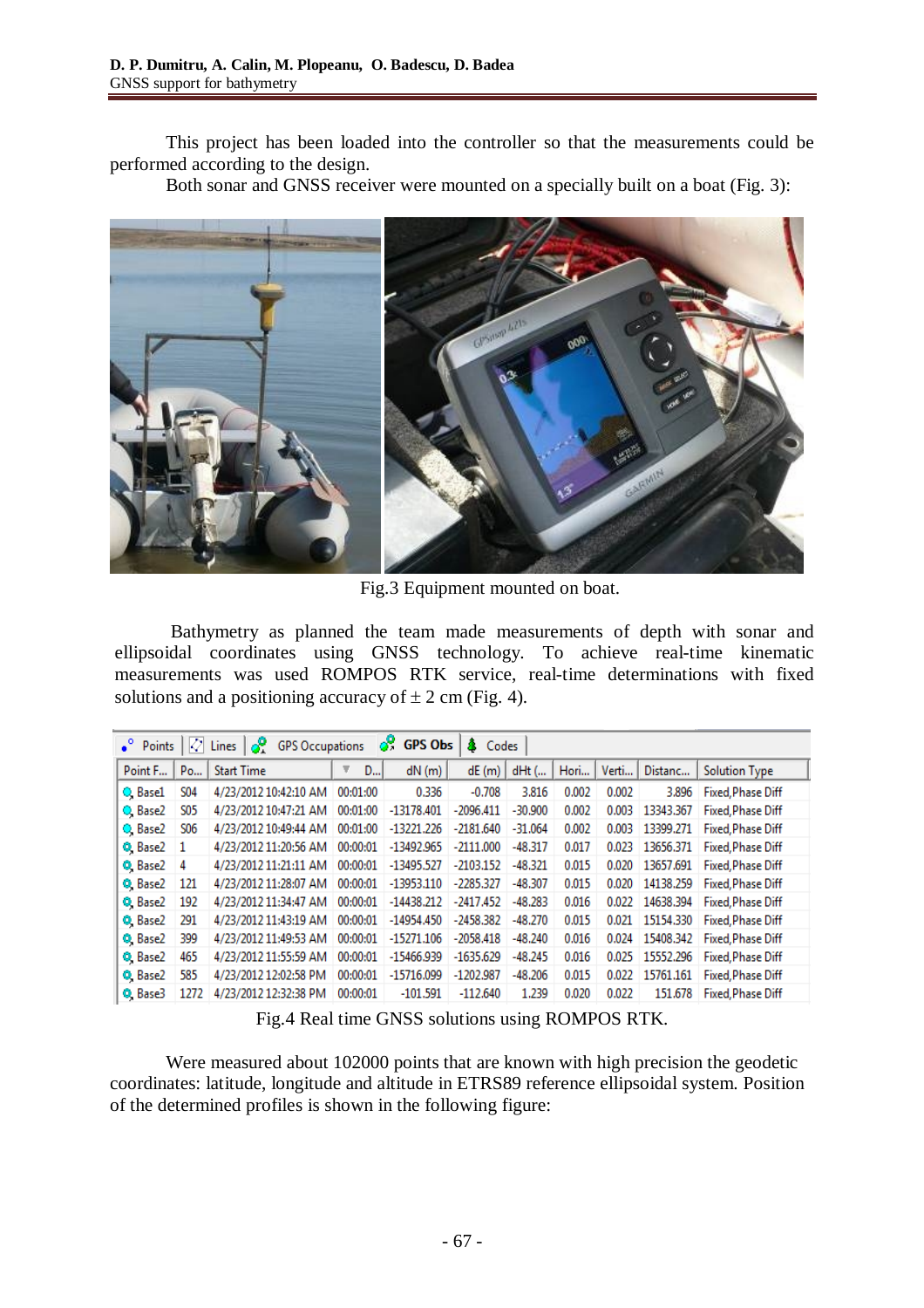This project has been loaded into the controller so that the measurements could be performed according to the design.

Both sonar and GNSS receiver were mounted on a specially built on a boat (Fig. 3):

Fig.3 Equipment mounted on boat.

Bathymetry as planned the team made measurements of depth with sonar and ellipsoidal coordinates using GNSS technology. To achieve real-time kinematic measurements was used ROMPOS RTK service, real-time determinations with fixed solutions and a positioning accuracy of ± 2 cm (Fig. 4).

| Point F... | Po... | Start Time | D... | dN (m) | dE (m) | dHt (... | Hori... | Verti... | Distanc... | Solution Type |
|---|---|---|---|---|---|---|---|---|---|---|
| Base1 | S04 | 4/23/2012 10:42:10 AM | 00:01:00 | 0.336 | -0.708 | 3.816 | 0.002 | 0.002 | 3.896 | Fixed,Phase Diff |
| Base2 | S05 | 4/23/2012 10:47:21 AM | 00:01:00 | -13178.401 | -2096.411 | -30.900 | 0.002 | 0.003 | 13343.367 | Fixed,Phase Diff |
| Base2 | S06 | 4/23/2012 10:49:44 AM | 00:01:00 | -13221.226 | -2181.640 | -31.064 | 0.002 | 0.003 | 13399.271 | Fixed,Phase Diff |
| Base2 | 1 | 4/23/2012 11:20:56 AM | 00:00:01 | -13492.965 | -2111.000 | -48.317 | 0.017 | 0.023 | 13656.371 | Fixed,Phase Diff |
| Base2 | 4 | 4/23/2012 11:21:11 AM | 00:00:01 | -13495.527 | -2103.152 | -48.321 | 0.015 | 0.020 | 13657.691 | Fixed,Phase Diff |
| Base2 | 121 | 4/23/2012 11:28:07 AM | 00:00:01 | -13953.110 | -2285.327 | -48.307 | 0.015 | 0.020 | 14138.259 | Fixed,Phase Diff |
| Base2 | 192 | 4/23/2012 11:34:47 AM | 00:00:01 | -14438.212 | -2417.452 | -48.283 | 0.016 | 0.022 | 14638.394 | Fixed,Phase Diff |
| Base2 | 291 | 4/23/2012 11:43:19 AM | 00:00:01 | -14954.450 | -2458.382 | -48.270 | 0.015 | 0.021 | 15154.330 | Fixed,Phase Diff |
| Base2 | 399 | 4/23/2012 11:49:53 AM | 00:00:01 | -15271.106 | -2058.418 | -48.240 | 0.016 | 0.024 | 15408.342 | Fixed,Phase Diff |
| Base2 | 465 | 4/23/2012 11:55:59 AM | 00:00:01 | -15466.939 | -1635.629 | -48.245 | 0.016 | 0.025 | 15552.296 | Fixed,Phase Diff |
| Base2 | 585 | 4/23/2012 12:02:58 PM | 00:00:01 | -15716.099 | -1202.987 | -48.206 | 0.015 | 0.022 | 15761.161 | Fixed,Phase Diff |
| Base3 | 1272 | 4/23/2012 12:32:38 PM | 00:00:01 | -101.591 | -112.640 | 1.239 | 0.020 | 0.022 | 151.678 | Fixed,Phase Diff |

Fig.4 Real time GNSS solutions using ROMPOS RTK.

Were measured about 102000 points that are known with high precision the geodetic coordinates: latitude, longitude and altitude in ETRS89 reference ellipsoidal system. Position of the determined profiles is shown in the following figure: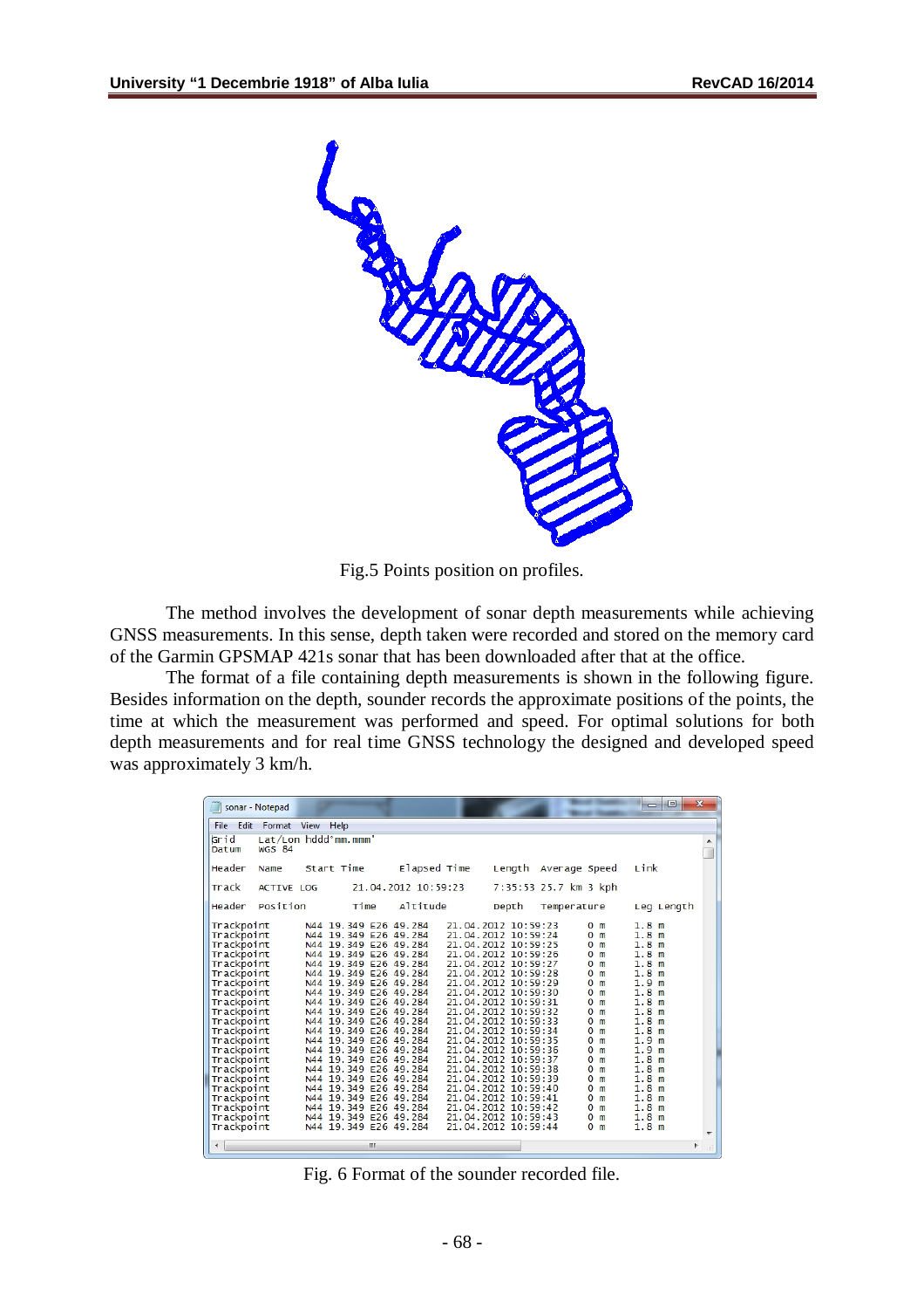Fig.5 Points position on profiles.

The method involves the development of sonar depth measurements while achieving GNSS measurements. In this sense, depth taken were recorded and stored on the memory card of the Garmin GPSMAP 421s sonar that has been downloaded after that at the office.

The format of a file containing depth measurements is shown in the following figure. Besides information on the depth, sounder records the approximate positions of the points, the time at which the measurement was performed and speed. For optimal solutions for both depth measurements and for real time GNSS technology the designed and developed speed was approximately 3 km/h.

Fig. 6 Format of the sounder recorded file.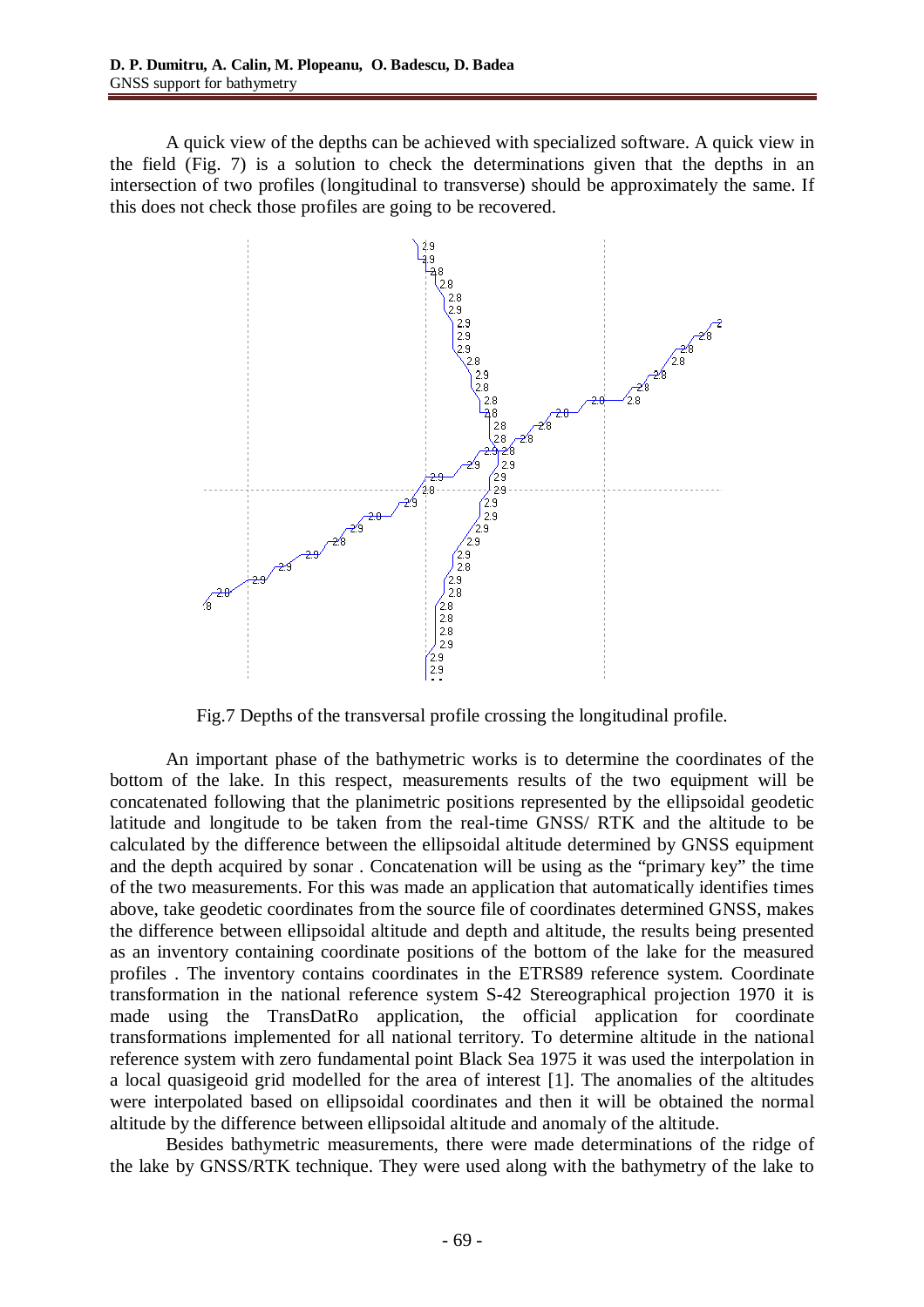A quick view of the depths can be achieved with specialized software. A quick view in the field (Fig. 7) is a solution to check the determinations given that the depths in an intersection of two profiles (longitudinal to transverse) should be approximately the same. If this does not check those profiles are going to be recovered.

Fig.7 Depths of the transversal profile crossing the longitudinal profile.

An important phase of the bathymetric works is to determine the coordinates of the bottom of the lake. In this respect, measurements results of the two equipment will be concatenated following that the planimetric positions represented by the ellipsoidal geodetic latitude and longitude to be taken from the real-time GNSS/ RTK and the altitude to be calculated by the difference between the ellipsoidal altitude determined by GNSS equipment and the depth acquired by sonar . Concatenation will be using as the "primary key" the time of the two measurements. For this was made an application that automatically identifies times above, take geodetic coordinates from the source file of coordinates determined GNSS, makes the difference between ellipsoidal altitude and depth and altitude, the results being presented as an inventory containing coordinate positions of the bottom of the lake for the measured profiles . The inventory contains coordinates in the ETRS89 reference system. Coordinate transformation in the national reference system S-42 Stereographical projection 1970 it is made using the TransDatRo application, the official application for coordinate transformations implemented for all national territory. To determine altitude in the national reference system with zero fundamental point Black Sea 1975 it was used the interpolation in a local quasigeoid grid modelled for the area of interest [1]. The anomalies of the altitudes were interpolated based on ellipsoidal coordinates and then it will be obtained the normal altitude by the difference between ellipsoidal altitude and anomaly of the altitude.

Besides bathymetric measurements, there were made determinations of the ridge of the lake by GNSS/RTK technique. They were used along with the bathymetry of the lake to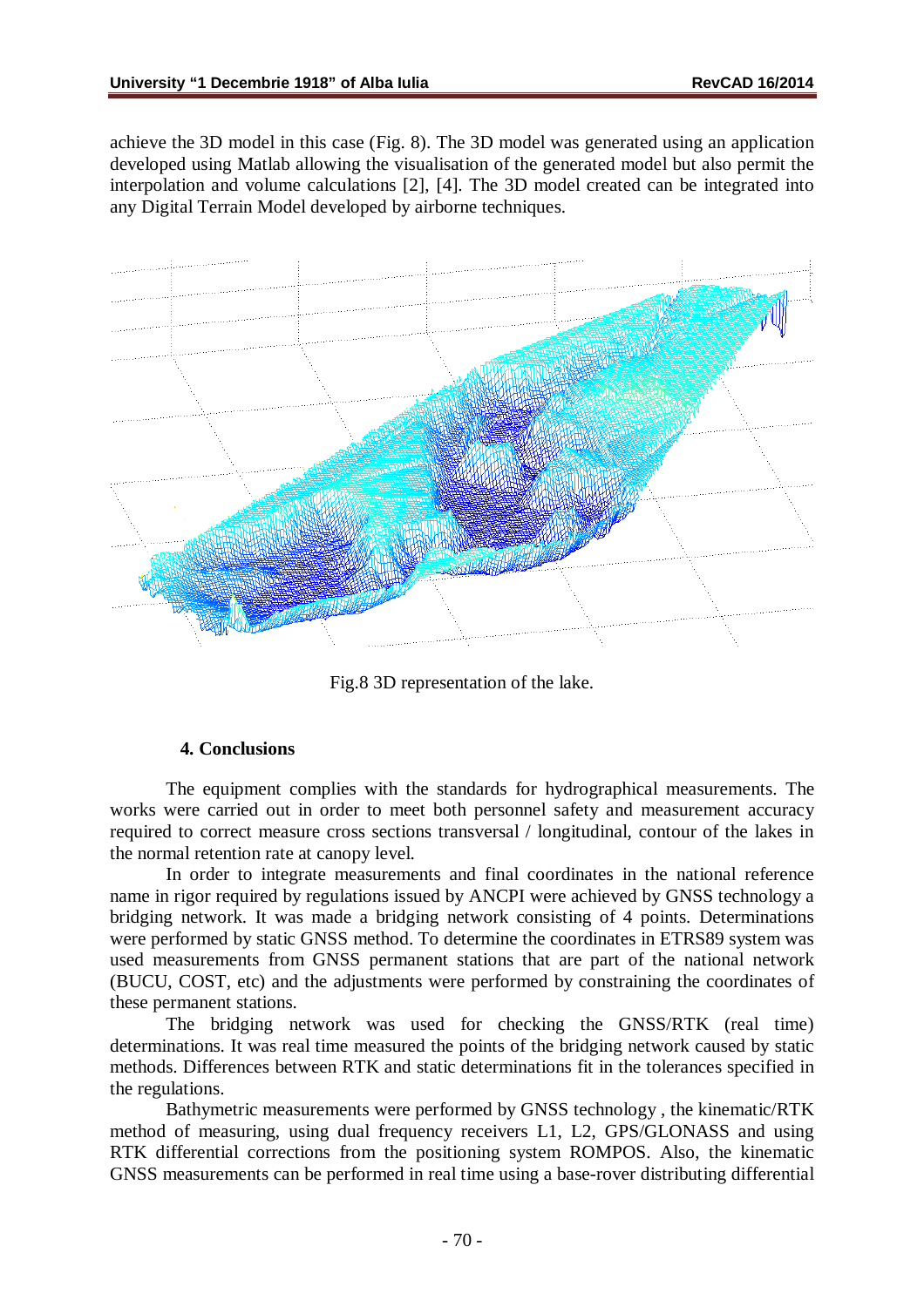achieve the 3D model in this case (Fig. 8). The 3D model was generated using an application developed using Matlab allowing the visualisation of the generated model but also permit the interpolation and volume calculations [2], [4]. The 3D model created can be integrated into any Digital Terrain Model developed by airborne techniques.

Fig.8 3D representation of the lake.

## 4. Conclusions

The equipment complies with the standards for hydrographical measurements. The works were carried out in order to meet both personnel safety and measurement accuracy required to correct measure cross sections transversal / longitudinal, contour of the lakes in the normal retention rate at canopy level.

In order to integrate measurements and final coordinates in the national reference name in rigor required by regulations issued by ANCPI were achieved by GNSS technology a bridging network. It was made a bridging network consisting of 4 points. Determinations were performed by static GNSS method. To determine the coordinates in ETRS89 system was used measurements from GNSS permanent stations that are part of the national network (BUCU, COST, etc) and the adjustments were performed by constraining the coordinates of these permanent stations.

The bridging network was used for checking the GNSS/RTK (real time) determinations. It was real time measured the points of the bridging network caused by static methods. Differences between RTK and static determinations fit in the tolerances specified in the regulations.

Bathymetric measurements were performed by GNSS technology , the kinematic/RTK method of measuring, using dual frequency receivers L1, L2, GPS/GLONASS and using RTK differential corrections from the positioning system ROMPOS. Also, the kinematic GNSS measurements can be performed in real time using a base-rover distributing differential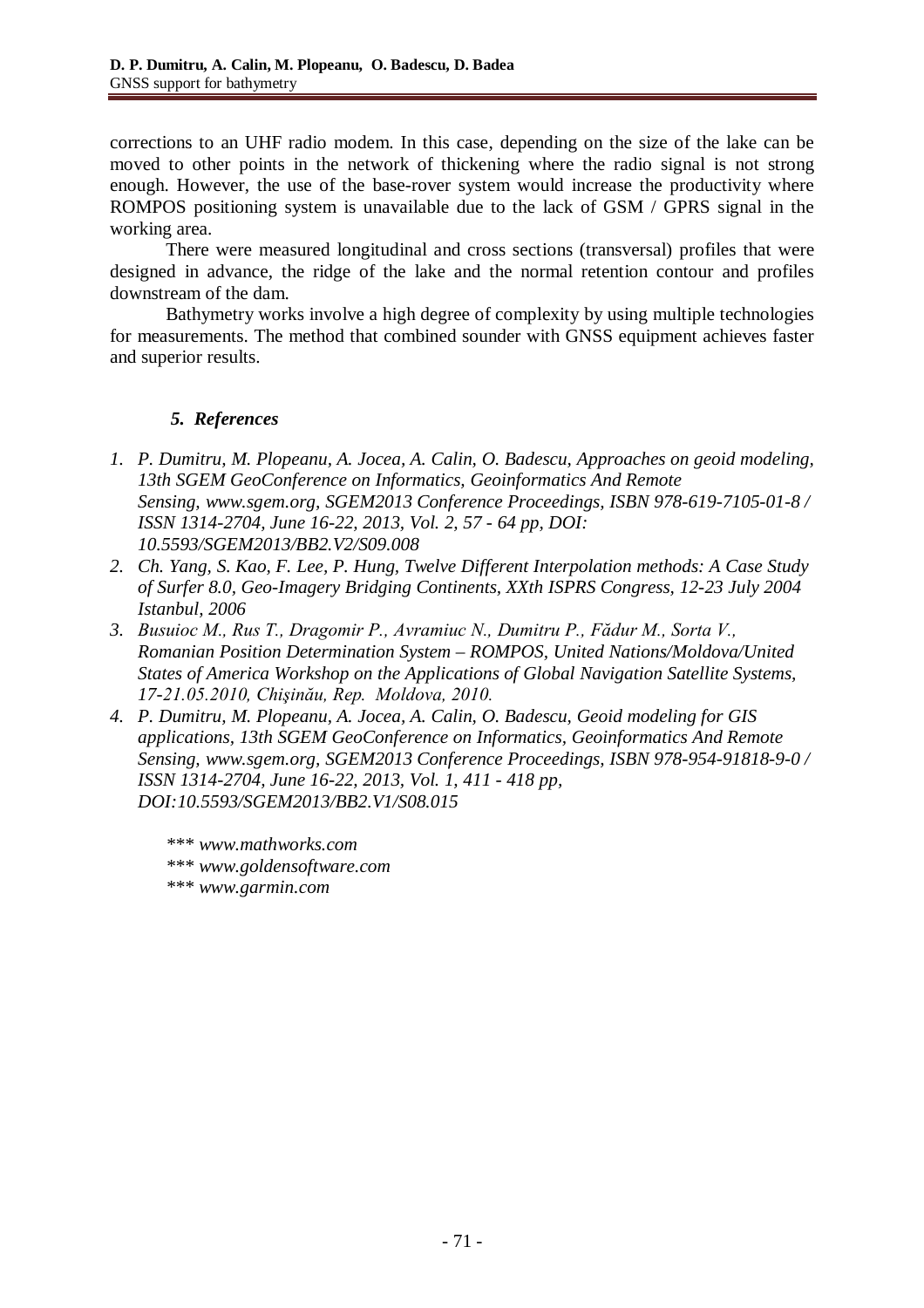corrections to an UHF radio modem. In this case, depending on the size of the lake can be moved to other points in the network of thickening where the radio signal is not strong enough. However, the use of the base-rover system would increase the productivity where ROMPOS positioning system is unavailable due to the lack of GSM / GPRS signal in the working area.

There were measured longitudinal and cross sections (transversal) profiles that were designed in advance, the ridge of the lake and the normal retention contour and profiles downstream of the dam.

Bathymetry works involve a high degree of complexity by using multiple technologies for measurements. The method that combined sounder with GNSS equipment achieves faster and superior results.

## *5. References*

1. *P. Dumitru, M. Plopeanu, A. Jocea, A. Calin, O. Badescu, Approaches on geoid modeling, 13th SGEM GeoConference on Informatics, Geoinformatics And Remote Sensing, www.sgem.org, SGEM2013 Conference Proceedings, ISBN 978-619-7105-01-8 / ISSN 1314-2704, June 16-22, 2013, Vol. 2, 57 - 64 pp, DOI: 10.5593/SGEM2013/BB2.V2/S09.008*
2. *Ch. Yang, S. Kao, F. Lee, P. Hung, Twelve Different Interpolation methods: A Case Study of Surfer 8.0, Geo-Imagery Bridging Continents, XXth ISPRS Congress, 12-23 July 2004 Istanbul, 2006*
3. *Busuioc M., Rus T., Dragomir P., Avramiuc N., Dumitru P., Fădur M., Sorta V., Romanian Position Determination System – ROMPOS, United Nations/Moldova/United States of America Workshop on the Applications of Global Navigation Satellite Systems, 17-21.05.2010, Chişinău, Rep. Moldova, 2010.*
4. *P. Dumitru, M. Plopeanu, A. Jocea, A. Calin, O. Badescu, Geoid modeling for GIS applications, 13th SGEM GeoConference on Informatics, Geoinformatics And Remote Sensing, www.sgem.org, SGEM2013 Conference Proceedings, ISBN 978-954-91818-9-0 / ISSN 1314-2704, June 16-22, 2013, Vol. 1, 411 - 418 pp, DOI:10.5593/SGEM2013/BB2.V1/S08.015*

*\*\*\* www.mathworks.com*
*\*\*\* www.goldensoftware.com*
*\*\*\* www.garmin.com*